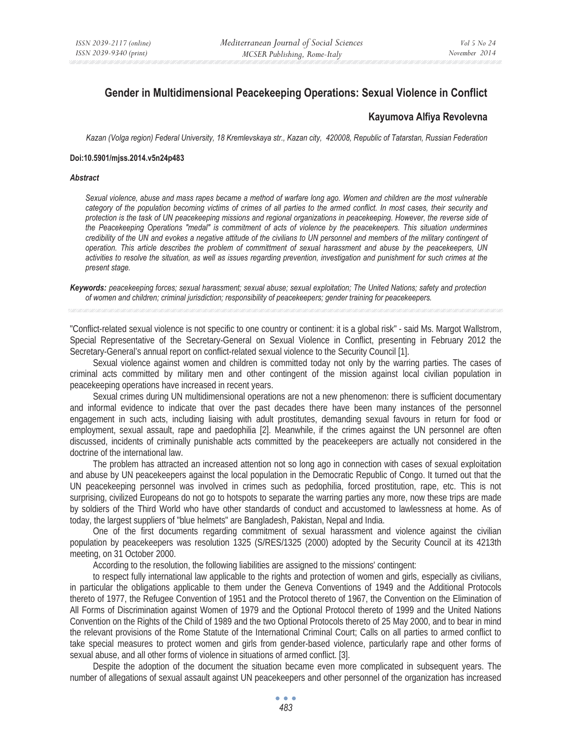# Gender in Multidimensional Peacekeeping Operations: Sexual Violence in Conflict

**Kayumova Alfiya Revolevna**

*Kazan (Volga region) Federal University, 18 Kremlevskaya str., Kazan city, 420008, Republic of Tatarstan, Russian Federation*

**Doi:10.5901/mjss.2014.v5n24p483**

***Abstract***

*Sexual violence, abuse and mass rapes became a method of warfare long ago. Women and children are the most vulnerable category of the population becoming victims of crimes of all parties to the armed conflict. In most cases, their security and protection is the task of UN peacekeeping missions and regional organizations in peacekeeping. However, the reverse side of the Peacekeeping Operations "medal" is commitment of acts of violence by the peacekeepers. This situation undermines credibility of the UN and evokes a negative attitude of the civilians to UN personnel and members of the military contingent of operation. This article describes the problem of committment of sexual harassment and abuse by the peacekeepers, UN activities to resolve the situation, as well as issues regarding prevention, investigation and punishment for such crimes at the present stage.*

***Keywords:*** *peacekeeping forces; sexual harassment; sexual abuse; sexual exploitation; The United Nations; safety and protection of women and children; criminal jurisdiction; responsibility of peacekeepers; gender training for peacekeepers.*

"Conflict-related sexual violence is not specific to one country or continent: it is a global risk" - said Ms. Margot Wallstrom, Special Representative of the Secretary-General on Sexual Violence in Conflict, presenting in February 2012 the Secretary-General's annual report on conflict-related sexual violence to the Security Council [1].

Sexual violence against women and children is committed today not only by the warring parties. The cases of criminal acts committed by military men and other contingent of the mission against local civilian population in peacekeeping operations have increased in recent years.

Sexual crimes during UN multidimensional operations are not a new phenomenon: there is sufficient documentary and informal evidence to indicate that over the past decades there have been many instances of the personnel engagement in such acts, including liaising with adult prostitutes, demanding sexual favours in return for food or employment, sexual assault, rape and paedophilia [2]. Meanwhile, if the crimes against the UN personnel are often discussed, incidents of criminally punishable acts committed by the peacekeepers are actually not considered in the doctrine of the international law.

The problem has attracted an increased attention not so long ago in connection with cases of sexual exploitation and abuse by UN peacekeepers against the local population in the Democratic Republic of Congo. It turned out that the UN peacekeeping personnel was involved in crimes such as pedophilia, forced prostitution, rape, etc. This is not surprising, civilized Europeans do not go to hotspots to separate the warring parties any more, now these trips are made by soldiers of the Third World who have other standards of conduct and accustomed to lawlessness at home. As of today, the largest suppliers of "blue helmets" are Bangladesh, Pakistan, Nepal and India.

One of the first documents regarding commitment of sexual harassment and violence against the civilian population by peacekeepers was resolution 1325 (S/RES/1325 (2000) adopted by the Security Council at its 4213th meeting, on 31 October 2000.

According to the resolution, the following liabilities are assigned to the missions' contingent:

to respect fully international law applicable to the rights and protection of women and girls, especially as civilians, in particular the obligations applicable to them under the Geneva Conventions of 1949 and the Additional Protocols thereto of 1977, the Refugee Convention of 1951 and the Protocol thereto of 1967, the Convention on the Elimination of All Forms of Discrimination against Women of 1979 and the Optional Protocol thereto of 1999 and the United Nations Convention on the Rights of the Child of 1989 and the two Optional Protocols thereto of 25 May 2000, and to bear in mind the relevant provisions of the Rome Statute of the International Criminal Court; Calls on all parties to armed conflict to take special measures to protect women and girls from gender-based violence, particularly rape and other forms of sexual abuse, and all other forms of violence in situations of armed conflict. [3].

Despite the adoption of the document the situation became even more complicated in subsequent years. The number of allegations of sexual assault against UN peacekeepers and other personnel of the organization has increased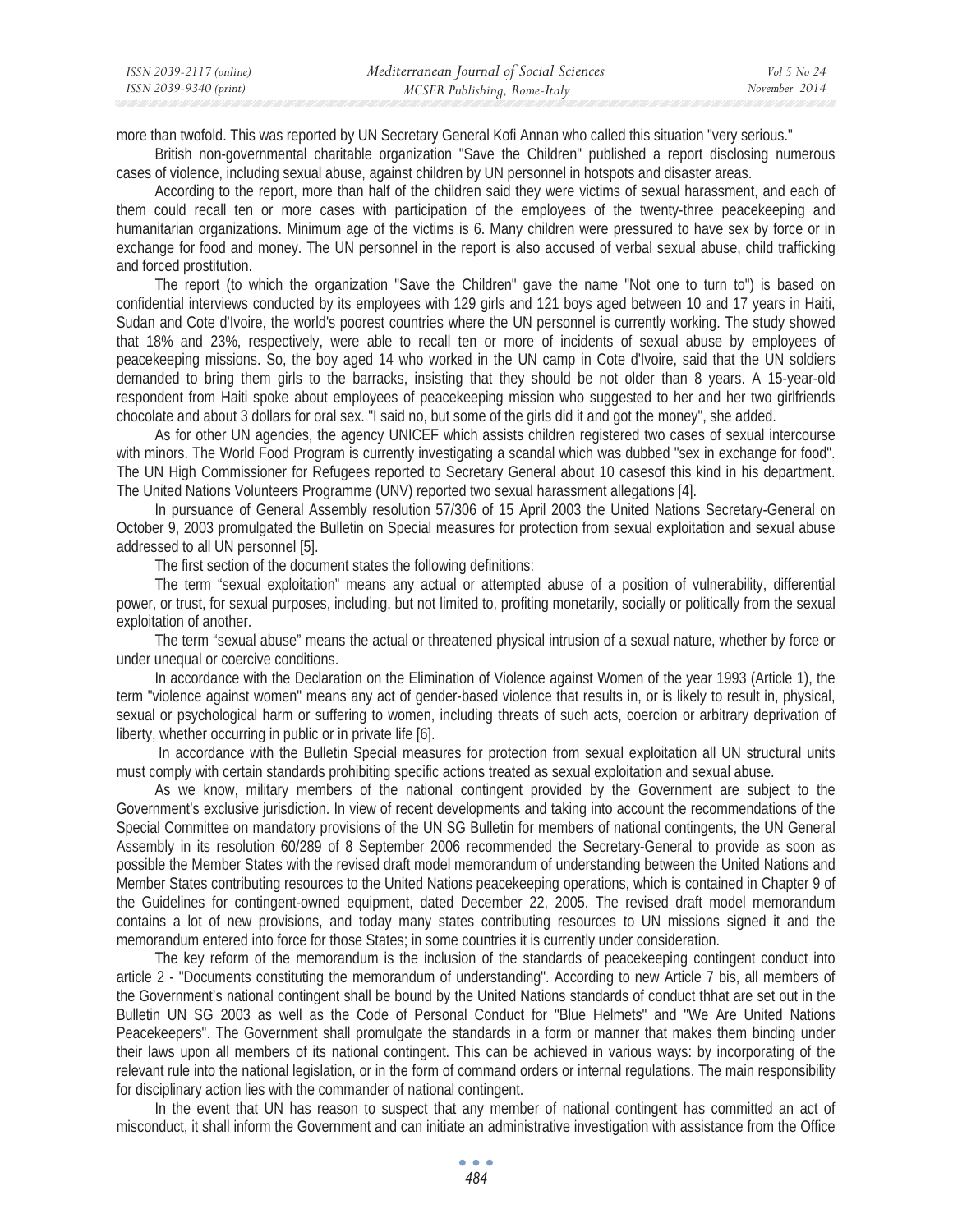more than twofold. This was reported by UN Secretary General Kofi Annan who called this situation "very serious."

British non-governmental charitable organization "Save the Children" published a report disclosing numerous cases of violence, including sexual abuse, against children by UN personnel in hotspots and disaster areas.

According to the report, more than half of the children said they were victims of sexual harassment, and each of them could recall ten or more cases with participation of the employees of the twenty-three peacekeeping and humanitarian organizations. Minimum age of the victims is 6. Many children were pressured to have sex by force or in exchange for food and money. The UN personnel in the report is also accused of verbal sexual abuse, child trafficking and forced prostitution.

The report (to which the organization "Save the Children" gave the name "Not one to turn to") is based on confidential interviews conducted by its employees with 129 girls and 121 boys aged between 10 and 17 years in Haiti, Sudan and Cote d'Ivoire, the world's poorest countries where the UN personnel is currently working. The study showed that 18% and 23%, respectively, were able to recall ten or more of incidents of sexual abuse by employees of peacekeeping missions. So, the boy aged 14 who worked in the UN camp in Cote d'Ivoire, said that the UN soldiers demanded to bring them girls to the barracks, insisting that they should be not older than 8 years. A 15-year-old respondent from Haiti spoke about employees of peacekeeping mission who suggested to her and her two girlfriends chocolate and about 3 dollars for oral sex. "I said no, but some of the girls did it and got the money", she added.

As for other UN agencies, the agency UNICEF which assists children registered two cases of sexual intercourse with minors. The World Food Program is currently investigating a scandal which was dubbed "sex in exchange for food". The UN High Commissioner for Refugees reported to Secretary General about 10 casesof this kind in his department. The United Nations Volunteers Programme (UNV) reported two sexual harassment allegations [4].

In pursuance of General Assembly resolution 57/306 of 15 April 2003 the United Nations Secretary-General on October 9, 2003 promulgated the Bulletin on Special measures for protection from sexual exploitation and sexual abuse addressed to all UN personnel [5].

The first section of the document states the following definitions:

The term "sexual exploitation" means any actual or attempted abuse of a position of vulnerability, differential power, or trust, for sexual purposes, including, but not limited to, profiting monetarily, socially or politically from the sexual exploitation of another.

The term "sexual abuse" means the actual or threatened physical intrusion of a sexual nature, whether by force or under unequal or coercive conditions.

In accordance with the Declaration on the Elimination of Violence against Women of the year 1993 (Article 1), the term "violence against women" means any act of gender-based violence that results in, or is likely to result in, physical, sexual or psychological harm or suffering to women, including threats of such acts, coercion or arbitrary deprivation of liberty, whether occurring in public or in private life [6].

In accordance with the Bulletin Special measures for protection from sexual exploitation all UN structural units must comply with certain standards prohibiting specific actions treated as sexual exploitation and sexual abuse.

As we know, military members of the national contingent provided by the Government are subject to the Government's exclusive jurisdiction. In view of recent developments and taking into account the recommendations of the Special Committee on mandatory provisions of the UN SG Bulletin for members of national contingents, the UN General Assembly in its resolution 60/289 of 8 September 2006 recommended the Secretary-General to provide as soon as possible the Member States with the revised draft model memorandum of understanding between the United Nations and Member States contributing resources to the United Nations peacekeeping operations, which is contained in Chapter 9 of the Guidelines for contingent-owned equipment, dated December 22, 2005. The revised draft model memorandum contains a lot of new provisions, and today many states contributing resources to UN missions signed it and the memorandum entered into force for those States; in some countries it is currently under consideration.

The key reform of the memorandum is the inclusion of the standards of peacekeeping contingent conduct into article 2 - "Documents constituting the memorandum of understanding". According to new Article 7 bis, all members of the Government's national contingent shall be bound by the United Nations standards of conduct thhat are set out in the Bulletin UN SG 2003 as well as the Code of Personal Conduct for "Blue Helmets" and "We Are United Nations Peacekeepers". The Government shall promulgate the standards in a form or manner that makes them binding under their laws upon all members of its national contingent. This can be achieved in various ways: by incorporating of the relevant rule into the national legislation, or in the form of command orders or internal regulations. The main responsibility for disciplinary action lies with the commander of national contingent.

In the event that UN has reason to suspect that any member of national contingent has committed an act of misconduct, it shall inform the Government and can initiate an administrative investigation with assistance from the Office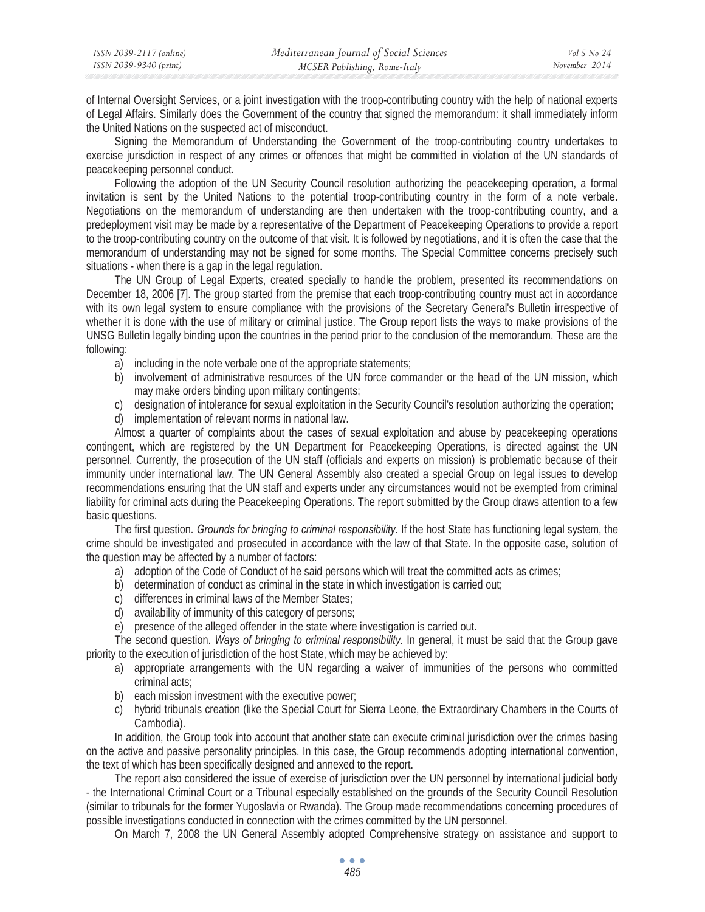of Internal Oversight Services, or a joint investigation with the troop-contributing country with the help of national experts of Legal Affairs. Similarly does the Government of the country that signed the memorandum: it shall immediately inform the United Nations on the suspected act of misconduct.

Signing the Memorandum of Understanding the Government of the troop-contributing country undertakes to exercise jurisdiction in respect of any crimes or offences that might be committed in violation of the UN standards of peacekeeping personnel conduct.

Following the adoption of the UN Security Council resolution authorizing the peacekeeping operation, a formal invitation is sent by the United Nations to the potential troop-contributing country in the form of a note verbale. Negotiations on the memorandum of understanding are then undertaken with the troop-contributing country, and a predeployment visit may be made by a representative of the Department of Peacekeeping Operations to provide a report to the troop-contributing country on the outcome of that visit. It is followed by negotiations, and it is often the case that the memorandum of understanding may not be signed for some months. The Special Committee concerns precisely such situations - when there is a gap in the legal regulation.

The UN Group of Legal Experts, created specially to handle the problem, presented its recommendations on December 18, 2006 [7]. The group started from the premise that each troop-contributing country must act in accordance with its own legal system to ensure compliance with the provisions of the Secretary General's Bulletin irrespective of whether it is done with the use of military or criminal justice. The Group report lists the ways to make provisions of the UNSG Bulletin legally binding upon the countries in the period prior to the conclusion of the memorandum. These are the following:

a) including in the note verbale one of the appropriate statements;
b) involvement of administrative resources of the UN force commander or the head of the UN mission, which may make orders binding upon military contingents;
c) designation of intolerance for sexual exploitation in the Security Council's resolution authorizing the operation;
d) implementation of relevant norms in national law.

Almost a quarter of complaints about the cases of sexual exploitation and abuse by peacekeeping operations contingent, which are registered by the UN Department for Peacekeeping Operations, is directed against the UN personnel. Currently, the prosecution of the UN staff (officials and experts on mission) is problematic because of their immunity under international law. The UN General Assembly also created a special Group on legal issues to develop recommendations ensuring that the UN staff and experts under any circumstances would not be exempted from criminal liability for criminal acts during the Peacekeeping Operations. The report submitted by the Group draws attention to a few basic questions.

The first question. *Grounds for bringing to criminal responsibility.* If the host State has functioning legal system, the crime should be investigated and prosecuted in accordance with the law of that State. In the opposite case, solution of the question may be affected by a number of factors:

a) adoption of the Code of Conduct of he said persons which will treat the committed acts as crimes;
b) determination of conduct as criminal in the state in which investigation is carried out;
c) differences in criminal laws of the Member States;
d) availability of immunity of this category of persons;
e) presence of the alleged offender in the state where investigation is carried out.

The second question. *Ways of bringing to criminal responsibility.* In general, it must be said that the Group gave priority to the execution of jurisdiction of the host State, which may be achieved by:

a) appropriate arrangements with the UN regarding a waiver of immunities of the persons who committed criminal acts;
b) each mission investment with the executive power;
c) hybrid tribunals creation (like the Special Court for Sierra Leone, the Extraordinary Chambers in the Courts of Cambodia).

In addition, the Group took into account that another state can execute criminal jurisdiction over the crimes basing on the active and passive personality principles. In this case, the Group recommends adopting international convention, the text of which has been specifically designed and annexed to the report.

The report also considered the issue of exercise of jurisdiction over the UN personnel by international judicial body - the International Criminal Court or a Tribunal especially established on the grounds of the Security Council Resolution (similar to tribunals for the former Yugoslavia or Rwanda). The Group made recommendations concerning procedures of possible investigations conducted in connection with the crimes committed by the UN personnel.

On March 7, 2008 the UN General Assembly adopted Comprehensive strategy on assistance and support to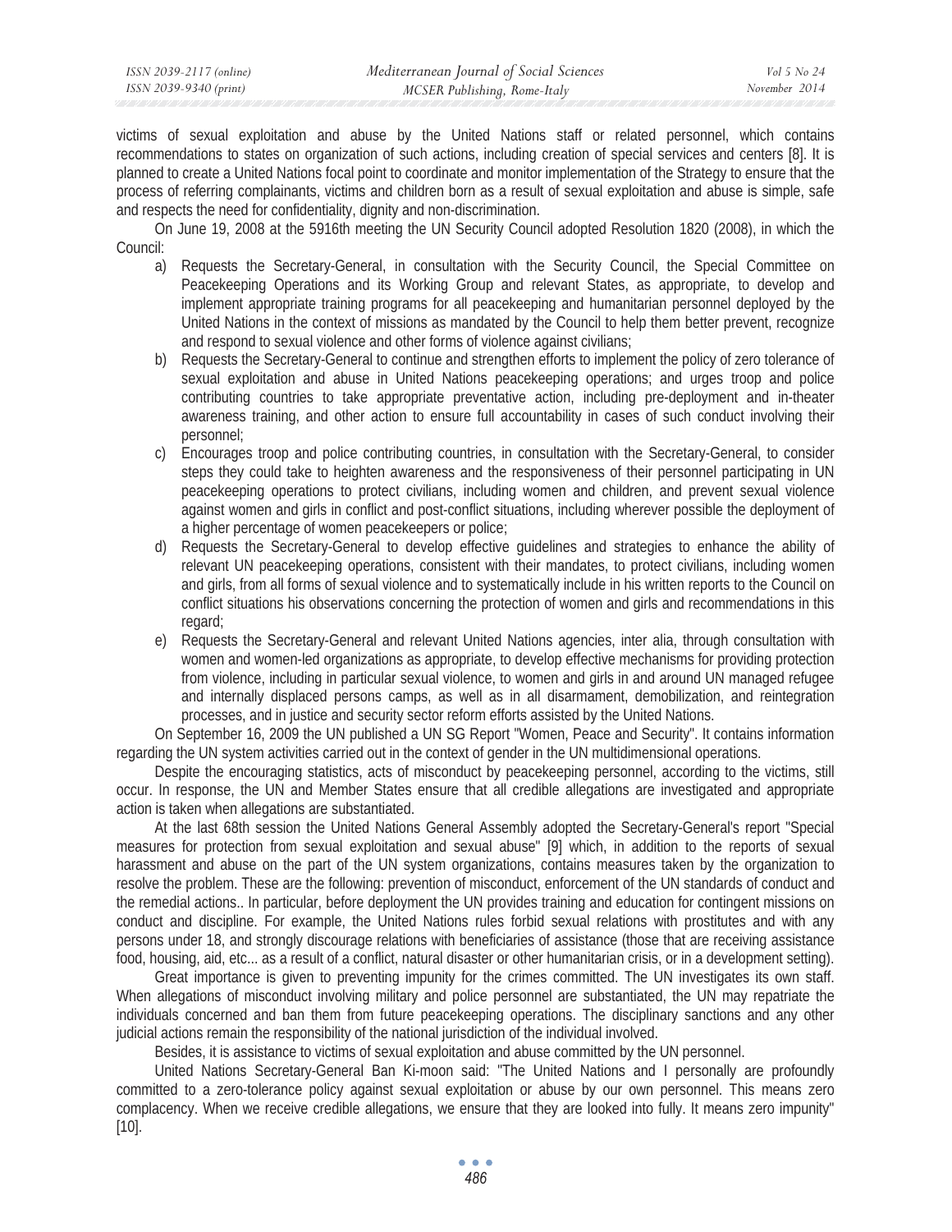victims of sexual exploitation and abuse by the United Nations staff or related personnel, which contains recommendations to states on organization of such actions, including creation of special services and centers [8]. It is planned to create a United Nations focal point to coordinate and monitor implementation of the Strategy to ensure that the process of referring complainants, victims and children born as a result of sexual exploitation and abuse is simple, safe and respects the need for confidentiality, dignity and non-discrimination.

On June 19, 2008 at the 5916th meeting the UN Security Council adopted Resolution 1820 (2008), in which the Council:

a) Requests the Secretary-General, in consultation with the Security Council, the Special Committee on Peacekeeping Operations and its Working Group and relevant States, as appropriate, to develop and implement appropriate training programs for all peacekeeping and humanitarian personnel deployed by the United Nations in the context of missions as mandated by the Council to help them better prevent, recognize and respond to sexual violence and other forms of violence against civilians;
b) Requests the Secretary-General to continue and strengthen efforts to implement the policy of zero tolerance of sexual exploitation and abuse in United Nations peacekeeping operations; and urges troop and police contributing countries to take appropriate preventative action, including pre-deployment and in-theater awareness training, and other action to ensure full accountability in cases of such conduct involving their personnel;
c) Encourages troop and police contributing countries, in consultation with the Secretary-General, to consider steps they could take to heighten awareness and the responsiveness of their personnel participating in UN peacekeeping operations to protect civilians, including women and children, and prevent sexual violence against women and girls in conflict and post-conflict situations, including wherever possible the deployment of a higher percentage of women peacekeepers or police;
d) Requests the Secretary-General to develop effective guidelines and strategies to enhance the ability of relevant UN peacekeeping operations, consistent with their mandates, to protect civilians, including women and girls, from all forms of sexual violence and to systematically include in his written reports to the Council on conflict situations his observations concerning the protection of women and girls and recommendations in this regard;
e) Requests the Secretary-General and relevant United Nations agencies, inter alia, through consultation with women and women-led organizations as appropriate, to develop effective mechanisms for providing protection from violence, including in particular sexual violence, to women and girls in and around UN managed refugee and internally displaced persons camps, as well as in all disarmament, demobilization, and reintegration processes, and in justice and security sector reform efforts assisted by the United Nations.

On September 16, 2009 the UN published a UN SG Report "Women, Peace and Security". It contains information regarding the UN system activities carried out in the context of gender in the UN multidimensional operations.

Despite the encouraging statistics, acts of misconduct by peacekeeping personnel, according to the victims, still occur. In response, the UN and Member States ensure that all credible allegations are investigated and appropriate action is taken when allegations are substantiated.

At the last 68th session the United Nations General Assembly adopted the Secretary-General's report "Special measures for protection from sexual exploitation and sexual abuse" [9] which, in addition to the reports of sexual harassment and abuse on the part of the UN system organizations, contains measures taken by the organization to resolve the problem. These are the following: prevention of misconduct, enforcement of the UN standards of conduct and the remedial actions.. In particular, before deployment the UN provides training and education for contingent missions on conduct and discipline. For example, the United Nations rules forbid sexual relations with prostitutes and with any persons under 18, and strongly discourage relations with beneficiaries of assistance (those that are receiving assistance food, housing, aid, etc... as a result of a conflict, natural disaster or other humanitarian crisis, or in a development setting).

Great importance is given to preventing impunity for the crimes committed. The UN investigates its own staff. When allegations of misconduct involving military and police personnel are substantiated, the UN may repatriate the individuals concerned and ban them from future peacekeeping operations. The disciplinary sanctions and any other judicial actions remain the responsibility of the national jurisdiction of the individual involved.

Besides, it is assistance to victims of sexual exploitation and abuse committed by the UN personnel.

United Nations Secretary-General Ban Ki-moon said: "The United Nations and I personally are profoundly committed to a zero-tolerance policy against sexual exploitation or abuse by our own personnel. This means zero complacency. When we receive credible allegations, we ensure that they are looked into fully. It means zero impunity" [10].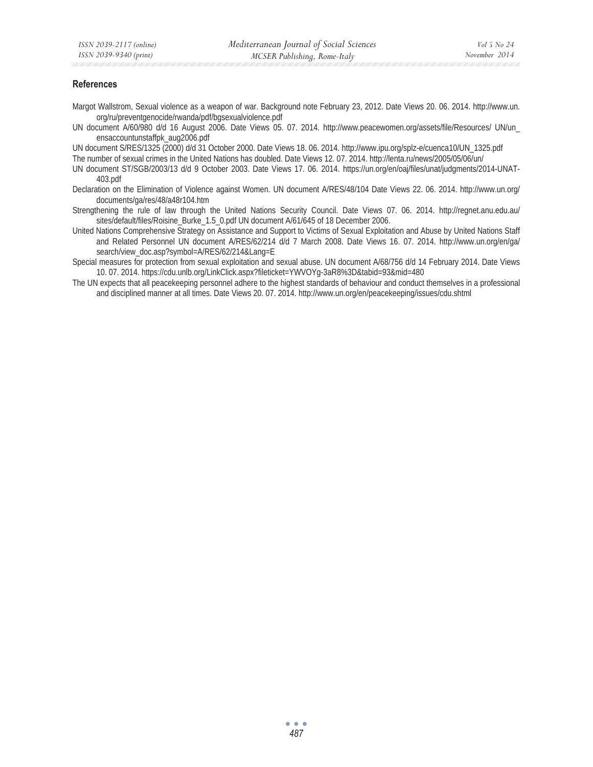## References

Margot Wallstrom, Sexual violence as a weapon of war. Background note February 23, 2012. Date Views 20. 06. 2014. http://www.un.org/ru/preventgenocide/rwanda/pdf/bgsexualviolence.pdf

UN document A/60/980 d/d 16 August 2006. Date Views 05. 07. 2014. http://www.peacewomen.org/assets/file/Resources/ UN/un_ensaccountunstaffpk_aug2006.pdf

UN document S/RES/1325 (2000) d/d 31 October 2000. Date Views 18. 06. 2014. http://www.ipu.org/splz-e/cuenca10/UN_1325.pdf

The number of sexual crimes in the United Nations has doubled. Date Views 12. 07. 2014. http://lenta.ru/news/2005/05/06/un/

UN document ST/SGB/2003/13 d/d 9 October 2003. Date Views 17. 06. 2014. https://un.org/en/oaj/files/unat/judgments/2014-UNAT-403.pdf

Declaration on the Elimination of Violence against Women. UN document A/RES/48/104 Date Views 22. 06. 2014. http://www.un.org/documents/ga/res/48/a48r104.htm

Strengthening the rule of law through the United Nations Security Council. Date Views 07. 06. 2014. http://regnet.anu.edu.au/sites/default/files/Roisine_Burke_1.5_0.pdf UN document A/61/645 of 18 December 2006.

United Nations Comprehensive Strategy on Assistance and Support to Victims of Sexual Exploitation and Abuse by United Nations Staff and Related Personnel UN document A/RES/62/214 d/d 7 March 2008. Date Views 16. 07. 2014. http://www.un.org/en/ga/search/view_doc.asp?symbol=A/RES/62/214&Lang=E

Special measures for protection from sexual exploitation and sexual abuse. UN document A/68/756 d/d 14 February 2014. Date Views 10. 07. 2014. https://cdu.unlb.org/LinkClick.aspx?fileticket=YWVOYg-3aR8%3D&tabid=93&mid=480

The UN expects that all peacekeeping personnel adhere to the highest standards of behaviour and conduct themselves in a professional and disciplined manner at all times. Date Views 20. 07. 2014. http://www.un.org/en/peacekeeping/issues/cdu.shtml